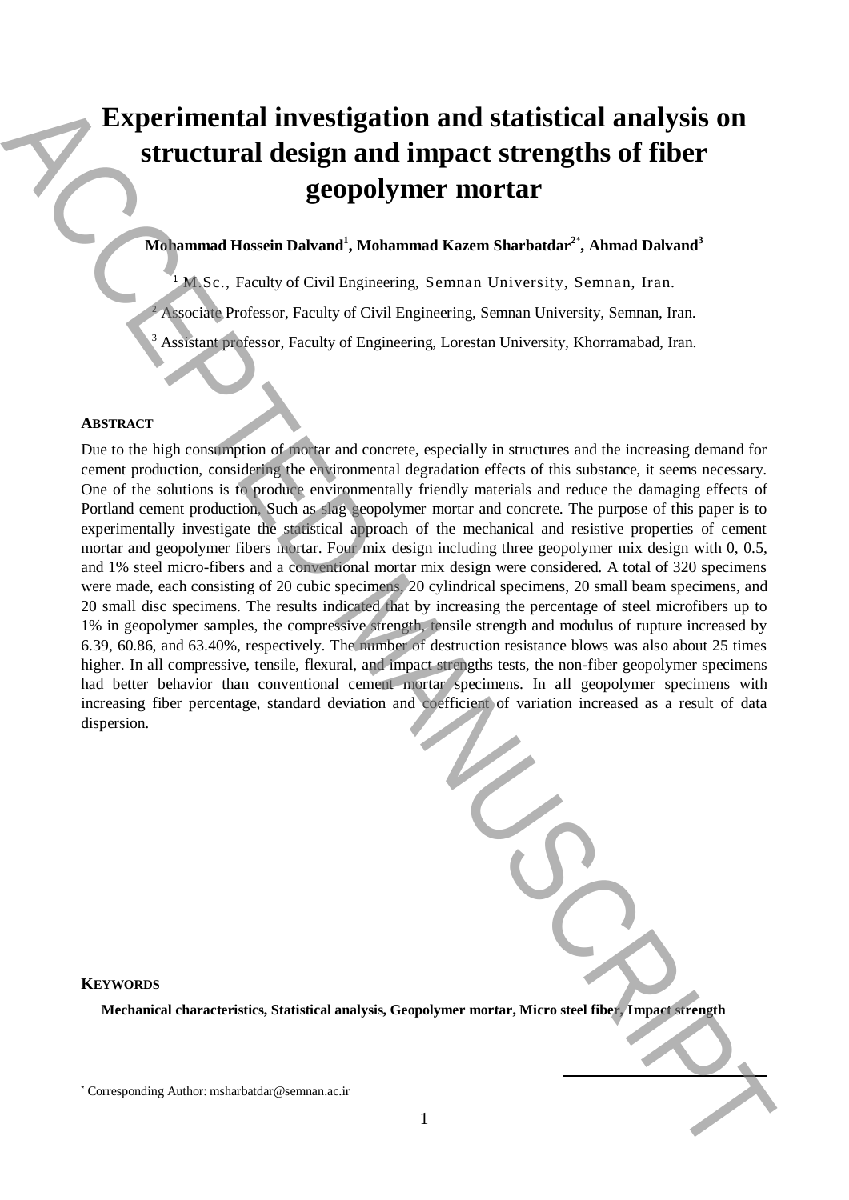# Experimental investigation and statistical analysis on structural design and impact strengths of fiber geopolymer mortar

**Mohammad Hossein Dalvand[1], Mohammad Kazem Sharbatdar[2*], Ahmad Dalvand[3]**

[1] M.Sc., Faculty of Civil Engineering, Semnan University, Semnan, Iran.

[2] Associate Professor, Faculty of Civil Engineering, Semnan University, Semnan, Iran.

[3] Assistant professor, Faculty of Engineering, Lorestan University, Khorramabad, Iran.

## ABSTRACT

Due to the high consumption of mortar and concrete, especially in structures and the increasing demand for cement production, considering the environmental degradation effects of this substance, it seems necessary. One of the solutions is to produce environmentally friendly materials and reduce the damaging effects of Portland cement production, Such as slag geopolymer mortar and concrete. The purpose of this paper is to experimentally investigate the statistical approach of the mechanical and resistive properties of cement mortar and geopolymer fibers mortar. Four mix design including three geopolymer mix design with 0, 0.5, and 1% steel micro-fibers and a conventional mortar mix design were considered. A total of 320 specimens were made, each consisting of 20 cubic specimens, 20 cylindrical specimens, 20 small beam specimens, and 20 small disc specimens. The results indicated that by increasing the percentage of steel microfibers up to 1% in geopolymer samples, the compressive strength, tensile strength and modulus of rupture increased by 6.39, 60.86, and 63.40%, respectively. The number of destruction resistance blows was also about 25 times higher. In all compressive, tensile, flexural, and impact strengths tests, the non-fiber geopolymer specimens had better behavior than conventional cement mortar specimens. In all geopolymer specimens with increasing fiber percentage, standard deviation and coefficient of variation increased as a result of data dispersion.

## KEYWORDS

**Mechanical characteristics, Statistical analysis, Geopolymer mortar, Micro steel fiber, Impact strength**

[*] Corresponding Author: msharbatdar@semnan.ac.ir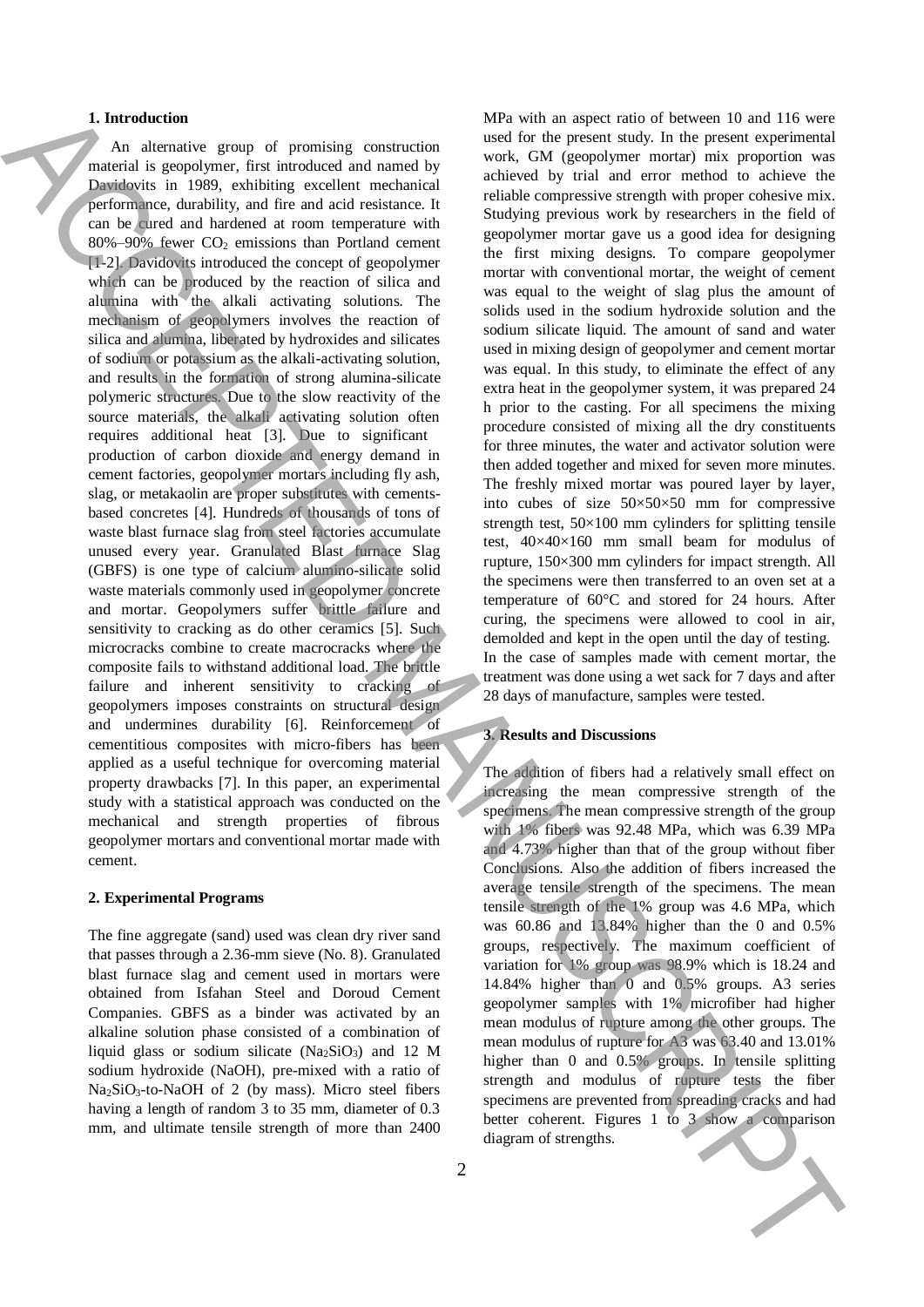## 1. Introduction

An alternative group of promising construction material is geopolymer, first introduced and named by Davidovits in 1989, exhibiting excellent mechanical performance, durability, and fire and acid resistance. It can be cured and hardened at room temperature with 80%–90% fewer $CO_2$ emissions than Portland cement [1-2]. Davidovits introduced the concept of geopolymer which can be produced by the reaction of silica and alumina with the alkali activating solutions. The mechanism of geopolymers involves the reaction of silica and alumina, liberated by hydroxides and silicates of sodium or potassium as the alkali-activating solution, and results in the formation of strong alumina-silicate polymeric structures. Due to the slow reactivity of the source materials, the alkali activating solution often requires additional heat [3]. Due to significant production of carbon dioxide and energy demand in cement factories, geopolymer mortars including fly ash, slag, or metakaolin are proper substitutes with cements-based concretes [4]. Hundreds of thousands of tons of waste blast furnace slag from steel factories accumulate unused every year. Granulated Blast furnace Slag (GBFS) is one type of calcium alumino-silicate solid waste materials commonly used in geopolymer concrete and mortar. Geopolymers suffer brittle failure and sensitivity to cracking as do other ceramics [5]. Such microcracks combine to create macrocracks where the composite fails to withstand additional load. The brittle failure and inherent sensitivity to cracking of geopolymers imposes constraints on structural design and undermines durability [6]. Reinforcement of cementitious composites with micro-fibers has been applied as a useful technique for overcoming material property drawbacks [7]. In this paper, an experimental study with a statistical approach was conducted on the mechanical and strength properties of fibrous geopolymer mortars and conventional mortar made with cement.

## 2. Experimental Programs

The fine aggregate (sand) used was clean dry river sand that passes through a 2.36-mm sieve (No. 8). Granulated blast furnace slag and cement used in mortars were obtained from Isfahan Steel and Doroud Cement Companies. GBFS as a binder was activated by an alkaline solution phase consisted of a combination of liquid glass or sodium silicate ($Na_2SiO_3$) and 12 M sodium hydroxide (NaOH), pre-mixed with a ratio of $Na_2SiO_3$-to-NaOH of 2 (by mass). Micro steel fibers having a length of random 3 to 35 mm, diameter of 0.3 mm, and ultimate tensile strength of more than 2400 MPa with an aspect ratio of between 10 and 116 were used for the present study. In the present experimental work, GM (geopolymer mortar) mix proportion was achieved by trial and error method to achieve the reliable compressive strength with proper cohesive mix. Studying previous work by researchers in the field of geopolymer mortar gave us a good idea for designing the first mixing designs. To compare geopolymer mortar with conventional mortar, the weight of cement was equal to the weight of slag plus the amount of solids used in the sodium hydroxide solution and the sodium silicate liquid. The amount of sand and water used in mixing design of geopolymer and cement mortar was equal. In this study, to eliminate the effect of any extra heat in the geopolymer system, it was prepared 24 h prior to the casting. For all specimens the mixing procedure consisted of mixing all the dry constituents for three minutes, the water and activator solution were then added together and mixed for seven more minutes. The freshly mixed mortar was poured layer by layer, into cubes of size 50×50×50 mm for compressive strength test, 50×100 mm cylinders for splitting tensile test, 40×40×160 mm small beam for modulus of rupture, 150×300 mm cylinders for impact strength. All the specimens were then transferred to an oven set at a temperature of 60°C and stored for 24 hours. After curing, the specimens were allowed to cool in air, demolded and kept in the open until the day of testing. In the case of samples made with cement mortar, the treatment was done using a wet sack for 7 days and after 28 days of manufacture, samples were tested.

## 3. Results and Discussions

The addition of fibers had a relatively small effect on increasing the mean compressive strength of the specimens. The mean compressive strength of the group with 1% fibers was 92.48 MPa, which was 6.39 MPa and 4.73% higher than that of the group without fiber Conclusions. Also the addition of fibers increased the average tensile strength of the specimens. The mean tensile strength of the 1% group was 4.6 MPa, which was 60.86 and 13.84% higher than the 0 and 0.5% groups, respectively. The maximum coefficient of variation for 1% group was 98.9% which is 18.24 and 14.84% higher than 0 and 0.5% groups. A3 series geopolymer samples with 1% microfiber had higher mean modulus of rupture among the other groups. The mean modulus of rupture for A3 was 63.40 and 13.01% higher than 0 and 0.5% groups. In tensile splitting strength and modulus of rupture tests the fiber specimens are prevented from spreading cracks and had better coherent. Figures 1 to 3 show a comparison diagram of strengths.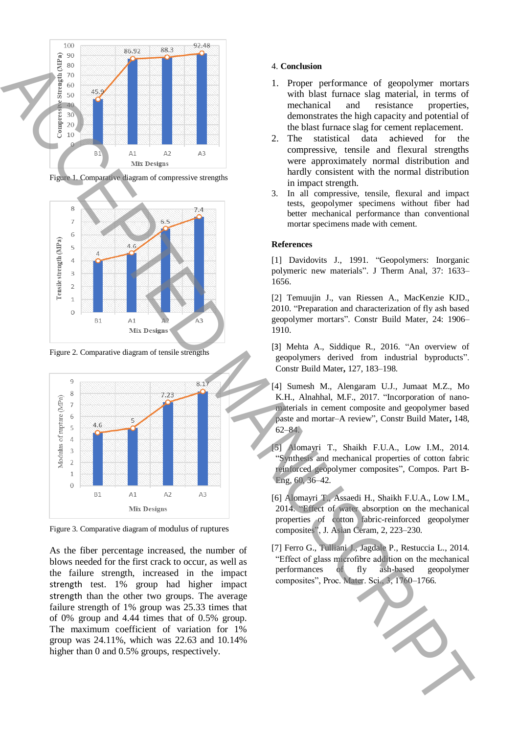100
90
80
70
60
50
40
30
20
10
0

Compressive Strength (MPa)

45.9
86.92
88.3
92.48

B1 A1 A2 A3

Mix Designs

Figure 1. Comparative diagram of compressive strengths

8
7
6
5
4
3
2
1
0

Tensile strength (MPa)

4
4.6
6.5
7.4

B1 A1 A2 A3

Mix Designs

Figure 2. Comparative diagram of tensile strengths

9
8
7
6
5
4
3
2
1
0

Modulus of rupture (MPa)

4.6
5
7.23
8.17

B1 A1 A2 A3

Mix Designs

Figure 3. Comparative diagram of modulus of ruptures

As the fiber percentage increased, the number of blows needed for the first crack to occur, as well as the failure strength, increased in the impact strength test. 1% group had higher impact strength than the other two groups. The average failure strength of 1% group was 25.33 times that of 0% group and 4.44 times that of 0.5% group. The maximum coefficient of variation for 1% group was 24.11%, which was 22.63 and 10.14% higher than 0 and 0.5% groups, respectively.

## 4. Conclusion

1. Proper performance of geopolymer mortars with blast furnace slag material, in terms of mechanical and resistance properties, demonstrates the high capacity and potential of the blast furnace slag for cement replacement.
2. The statistical data achieved for the compressive, tensile and flexural strengths were approximately normal distribution and hardly consistent with the normal distribution in impact strength.
3. In all compressive, tensile, flexural and impact tests, geopolymer specimens without fiber had better mechanical performance than conventional mortar specimens made with cement.

## References

[1] Davidovits J., 1991. "Geopolymers: Inorganic polymeric new materials". J Therm Anal, 37: 1633–1656.

[2] Temuujin J., van Riessen A., MacKenzie KJD., 2010. "Preparation and characterization of fly ash based geopolymer mortars". Constr Build Mater, 24: 1906–1910.

[3] Mehta A., Siddique R., 2016. "An overview of geopolymers derived from industrial byproducts". Constr Build Mater, 127, 183–198.

[4] Sumesh M., Alengaram U.J., Jumaat M.Z., Mo K.H., Alnahhal, M.F., 2017. "Incorporation of nano-materials in cement composite and geopolymer based paste and mortar–A review", Constr Build Mater, 148, 62–84.

[5] Alomayri T., Shaikh F.U.A., Low I.M., 2014. "Synthesis and mechanical properties of cotton fabric reinforced geopolymer composites", Compos. Part B-Eng, 60, 36–42.

[6] Alomayri T., Assaedi H., Shaikh F.U.A., Low I.M., 2014. "Effect of water absorption on the mechanical properties of cotton fabric-reinforced geopolymer composites", J. Asian Ceram, 2, 223–230.

[7] Ferro G., Tulliani J., Jagdale P., Restuccia L., 2014. "Effect of glass microfibre addition on the mechanical performances of fly ash-based geopolymer composites", Proc. Mater. Sci., 3, 1760–1766.